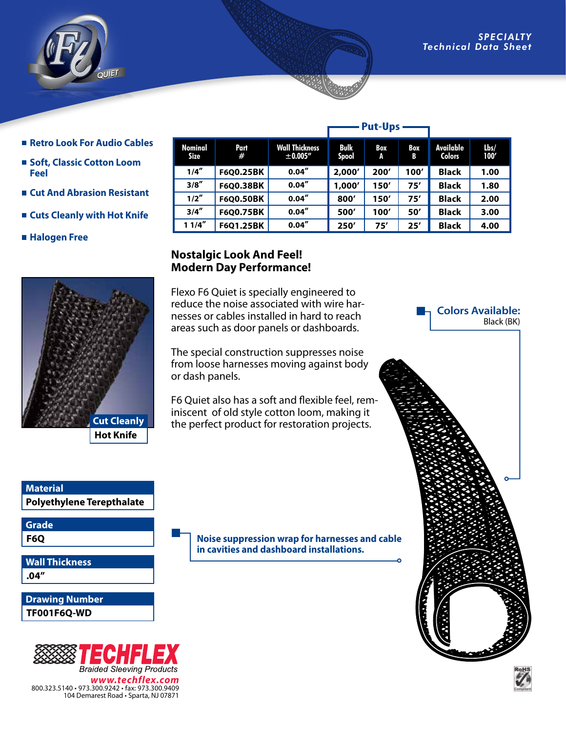SPECIALTY
*Technical Data Sheet*

- **Retro Look For Audio Cables**
- **Soft, Classic Cotton Loom Feel**
- **Cut And Abrasion Resistant**
- **Cuts Cleanly with Hot Knife**
- **Halogen Free**

| Nominal Size | Part # | Wall Thickness ±0.005″ | Put-Ups: Bulk Spool | Put-Ups: Box A | Put-Ups: Box B | Available Colors | Lbs/ 100′ |
|---|---|---|---|---|---|---|---|
| 1/4″ | F6Q0.25BK | 0.04″ | 2,000′ | 200′ | 100′ | Black | 1.00 |
| 3/8″ | F6Q0.38BK | 0.04″ | 1,000′ | 150′ | 75′ | Black | 1.80 |
| 1/2″ | F6Q0.50BK | 0.04″ | 800′ | 150′ | 75′ | Black | 2.00 |
| 3/4″ | F6Q0.75BK | 0.04″ | 500′ | 100′ | 50′ | Black | 3.00 |
| 1 1/4″ | F6Q1.25BK | 0.04″ | 250′ | 75′ | 25′ | Black | 4.00 |

## Nostalgic Look And Feel! Modern Day Performance!

Flexo F6 Quiet is specially engineered to reduce the noise associated with wire harnesses or cables installed in hard to reach areas such as door panels or dashboards.

The special construction suppresses noise from loose harnesses moving against body or dash panels.

F6 Quiet also has a soft and flexible feel, reminiscent of old style cotton loom, making it the perfect product for restoration projects.

**Colors Available:**
Black (BK)

**Cut Cleanly**
**Hot Knife**

**Noise suppression wrap for harnesses and cable in cavities and dashboard installations.**

| Material |
|---|
| Polyethylene Terepthalate |

| Grade |
|---|
| F6Q |

| Wall Thickness |
|---|
| .04″ |

| Drawing Number |
|---|
| TF001F6Q-WD |

**TECHFLEX**
*Braided Sleeving Products*
*www.techflex.com*
800.323.5140 • 973.300.9242 • fax: 973.300.9409
104 Demarest Road • Sparta, NJ 07871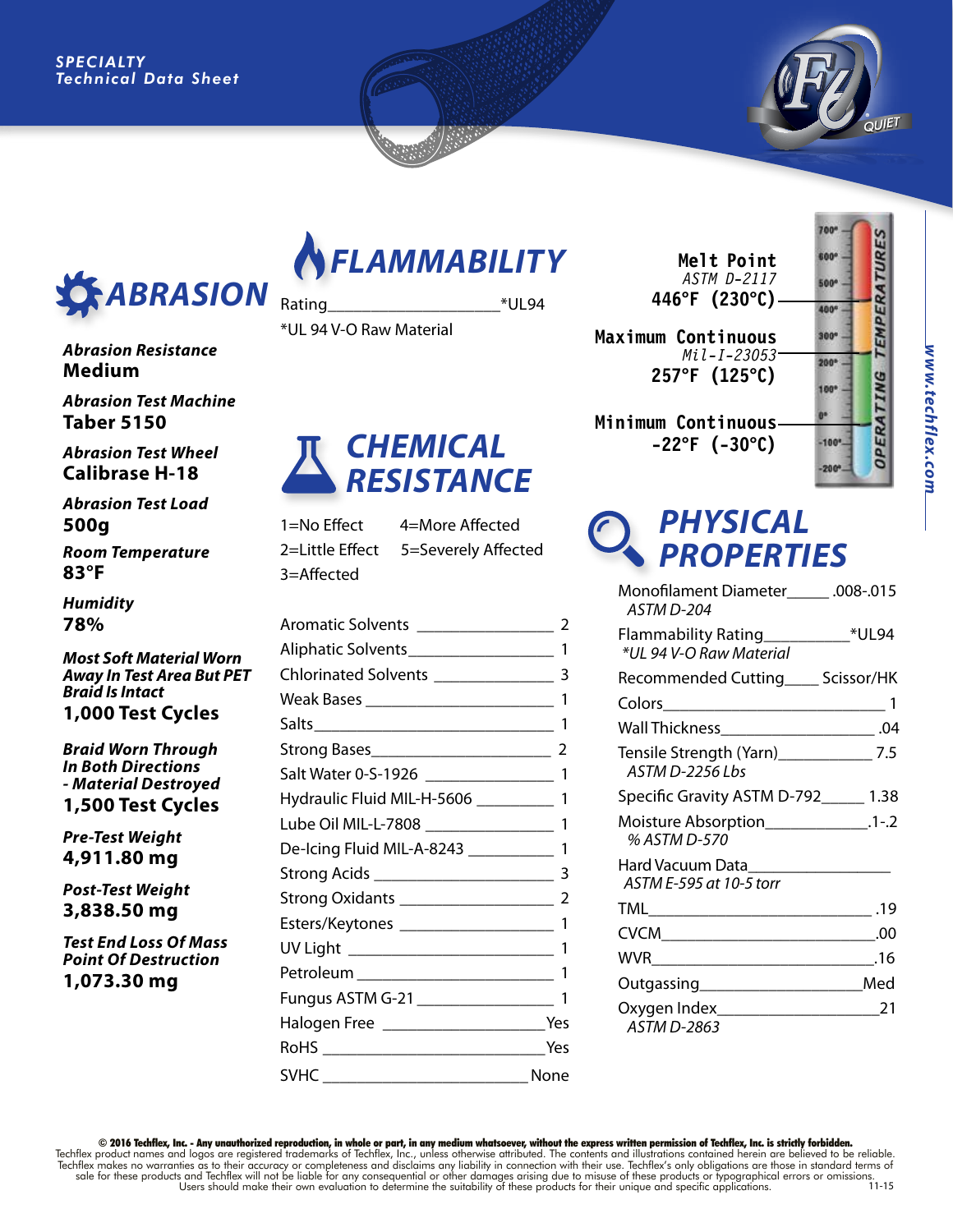SPECIALTY
Technical Data Sheet

# ABRASION

***Abrasion Resistance***
**Medium**

***Abrasion Test Machine***
**Taber 5150**

***Abrasion Test Wheel***
**Calibrase H-18**

***Abrasion Test Load***
**500g**

***Room Temperature***
**83°F**

***Humidity***
**78%**

***Most Soft Material Worn Away In Test Area But PET Braid Is Intact***
**1,000 Test Cycles**

***Braid Worn Through In Both Directions - Material Destroyed***
**1,500 Test Cycles**

***Pre-Test Weight***
**4,911.80 mg**

***Post-Test Weight***
**3,838.50 mg**

***Test End Loss Of Mass Point Of Destruction***
**1,073.30 mg**

# FLAMMABILITY

Rating____________________*UL94
*UL 94 V-O Raw Material

# CHEMICAL RESISTANCE

1=No Effect
2=Little Effect
3=Affected
4=More Affected
5=Severely Affected

| | |
|---|---|
| Aromatic Solvents | 2 |
| Aliphatic Solvents | 1 |
| Chlorinated Solvents | 3 |
| Weak Bases | 1 |
| Salts | 1 |
| Strong Bases | 2 |
| Salt Water 0-S-1926 | 1 |
| Hydraulic Fluid MIL-H-5606 | 1 |
| Lube Oil MIL-L-7808 | 1 |
| De-Icing Fluid MIL-A-8243 | 1 |
| Strong Acids | 3 |
| Strong Oxidants | 2 |
| Esters/Keytones | 1 |
| UV Light | 1 |
| Petroleum | 1 |
| Fungus ASTM G-21 | 1 |
| Halogen Free | Yes |
| RoHS | Yes |
| SVHC | None |

# OPERATING TEMPERATURES

**Melt Point**
*ASTM D-2117*
**446°F (230°C)**

**Maximum Continuous**
*Mil-I-23053*
**257°F (125°C)**

**Minimum Continuous**
**-22°F (-30°C)**

700°
600°
500°
400°
300°
200°
100°
0°
-100°
-200°

# PHYSICAL PROPERTIES

| | |
|---|---|
| Monofilament Diameter *ASTM D-204* | .008-.015 |
| Flammability Rating *\*UL 94 V-O Raw Material* | *UL94 |
| Recommended Cutting | Scissor/HK |
| Colors | 1 |
| Wall Thickness | .04 |
| Tensile Strength (Yarn) *ASTM D-2256 Lbs* | 7.5 |
| Specific Gravity ASTM D-792 | 1.38 |
| Moisture Absorption *% ASTM D-570* | .1-.2 |
| Hard Vacuum Data *ASTM E-595 at 10-5 torr* | |
| TML | .19 |
| CVCM | .00 |
| WVR | .16 |
| Outgassing | Med |
| Oxygen Index *ASTM D-2863* | 21 |

www.techflex.com

**© 2016 Techflex, Inc. - Any unauthorized reproduction, in whole or part, in any medium whatsoever, without the express written permission of Techflex, Inc. is strictly forbidden.**
Techflex product names and logos are registered trademarks of Techflex, Inc., unless otherwise attributed. The contents and illustrations contained herein are believed to be reliable. Techflex makes no warranties as to their accuracy or completeness and disclaims any liability in connection with their use. Techflex's only obligations are those in standard terms of sale for these products and Techflex will not be liable for any consequential or other damages arising due to misuse of these products or typographical errors or omissions. Users should make their own evaluation to determine the suitability of these products for their unique and specific applications.

11-15